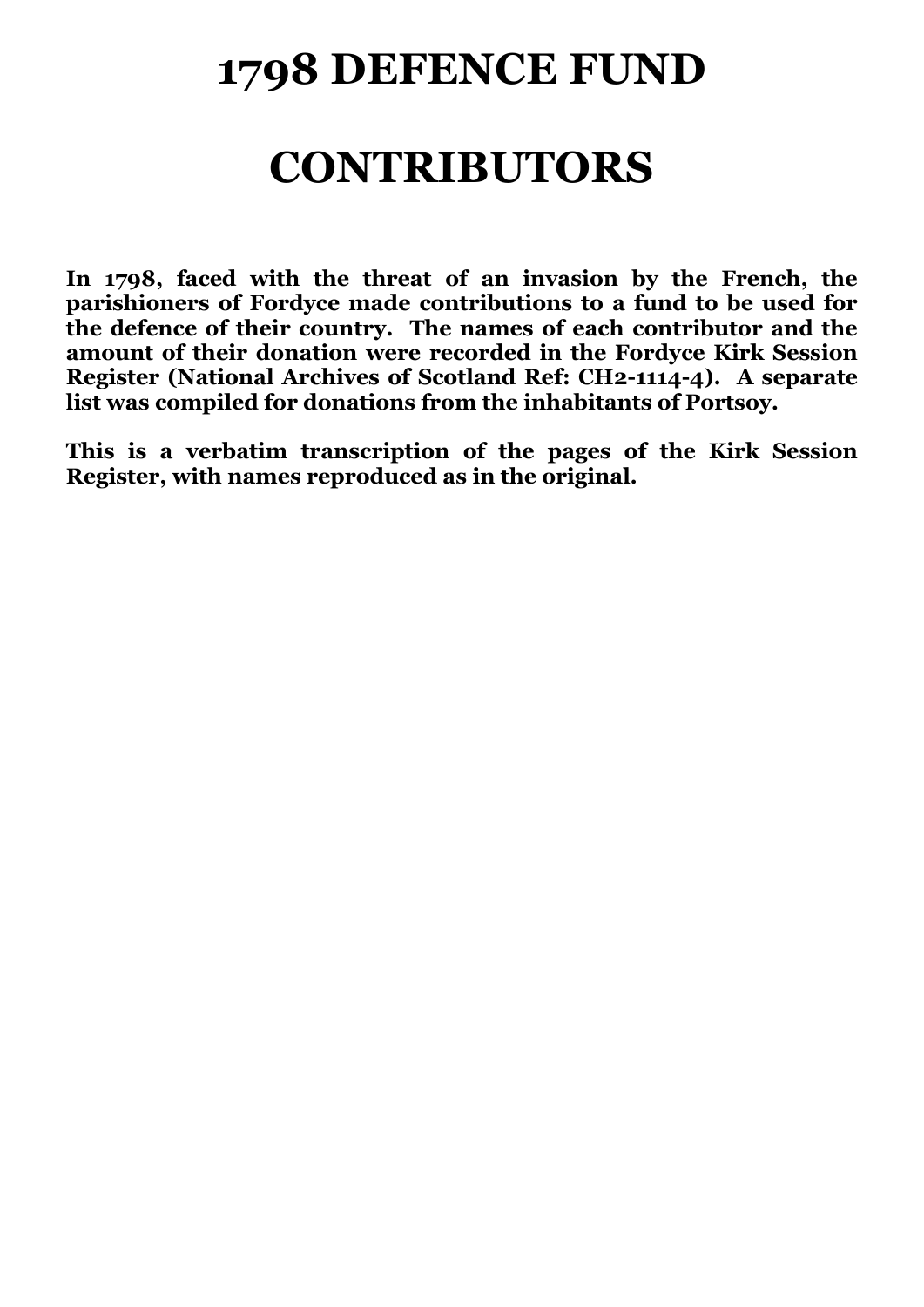# 1798 DEFENCE FUND

# CONTRIBUTORS

**In 1798, faced with the threat of an invasion by the French, the parishioners of Fordyce made contributions to a fund to be used for the defence of their country. The names of each contributor and the amount of their donation were recorded in the Fordyce Kirk Session Register (National Archives of Scotland Ref: CH2-1114-4). A separate list was compiled for donations from the inhabitants of Portsoy.**

**This is a verbatim transcription of the pages of the Kirk Session Register, with names reproduced as in the original.**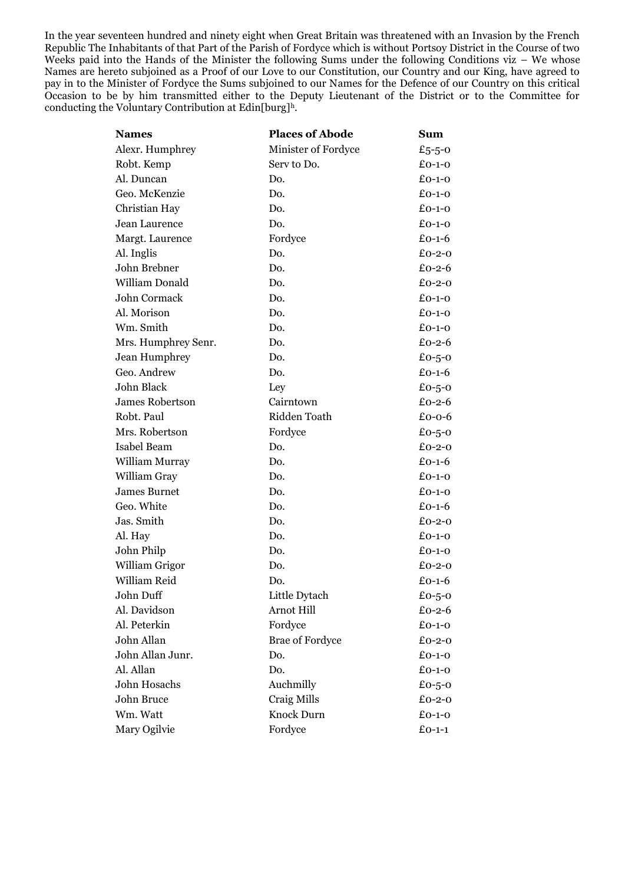In the year seventeen hundred and ninety eight when Great Britain was threatened with an Invasion by the French Republic The Inhabitants of that Part of the Parish of Fordyce which is without Portsoy District in the Course of two Weeks paid into the Hands of the Minister the following Sums under the following Conditions viz – We whose Names are hereto subjoined as a Proof of our Love to our Constitution, our Country and our King, have agreed to pay in to the Minister of Fordyce the Sums subjoined to our Names for the Defence of our Country on this critical Occasion to be by him transmitted either to the Deputy Lieutenant of the District or to the Committee for conducting the Voluntary Contribution at Edin[burg]h.

| **Names** | **Places of Abode** | **Sum** |
|---|---|---|
| Alexr. Humphrey | Minister of Fordyce | £5-5-0 |
| Robt. Kemp | Serv to Do. | £0-1-0 |
| Al. Duncan | Do. | £0-1-0 |
| Geo. McKenzie | Do. | £0-1-0 |
| Christian Hay | Do. | £0-1-0 |
| Jean Laurence | Do. | £0-1-0 |
| Margt. Laurence | Fordyce | £0-1-6 |
| Al. Inglis | Do. | £0-2-0 |
| John Brebner | Do. | £0-2-6 |
| William Donald | Do. | £0-2-0 |
| John Cormack | Do. | £0-1-0 |
| Al. Morison | Do. | £0-1-0 |
| Wm. Smith | Do. | £0-1-0 |
| Mrs. Humphrey Senr. | Do. | £0-2-6 |
| Jean Humphrey | Do. | £0-5-0 |
| Geo. Andrew | Do. | £0-1-6 |
| John Black | Ley | £0-5-0 |
| James Robertson | Cairntown | £0-2-6 |
| Robt. Paul | Ridden Toath | £0-0-6 |
| Mrs. Robertson | Fordyce | £0-5-0 |
| Isabel Beam | Do. | £0-2-0 |
| William Murray | Do. | £0-1-6 |
| William Gray | Do. | £0-1-0 |
| James Burnet | Do. | £0-1-0 |
| Geo. White | Do. | £0-1-6 |
| Jas. Smith | Do. | £0-2-0 |
| Al. Hay | Do. | £0-1-0 |
| John Philp | Do. | £0-1-0 |
| William Grigor | Do. | £0-2-0 |
| William Reid | Do. | £0-1-6 |
| John Duff | Little Dytach | £0-5-0 |
| Al. Davidson | Arnot Hill | £0-2-6 |
| Al. Peterkin | Fordyce | £0-1-0 |
| John Allan | Brae of Fordyce | £0-2-0 |
| John Allan Junr. | Do. | £0-1-0 |
| Al. Allan | Do. | £0-1-0 |
| John Hosachs | Auchmilly | £0-5-0 |
| John Bruce | Craig Mills | £0-2-0 |
| Wm. Watt | Knock Durn | £0-1-0 |
| Mary Ogilvie | Fordyce | £0-1-1 |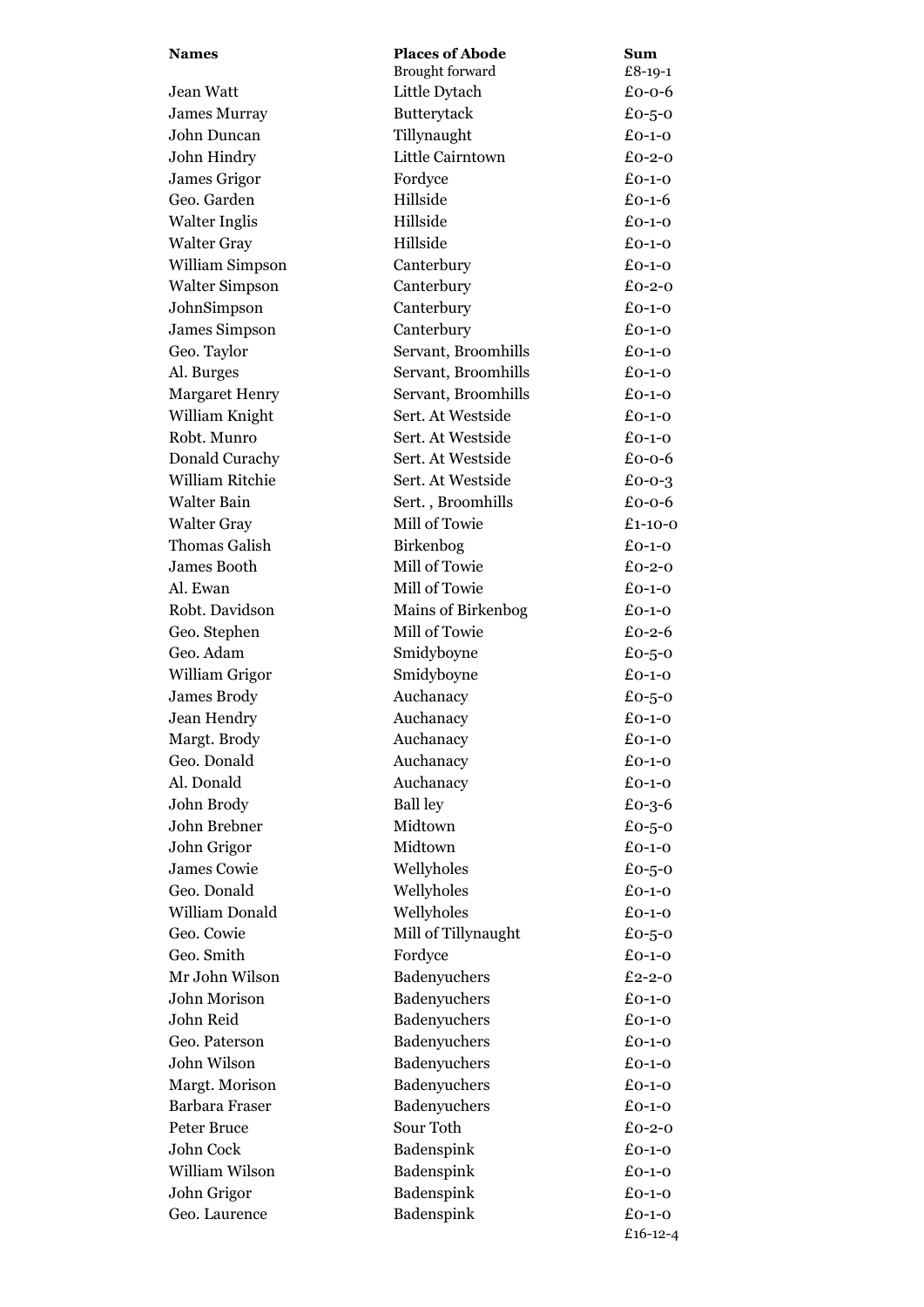| Names | Places of Abode | Sum |
|---|---|---|
| | Brought forward | £8-19-1 |
| Jean Watt | Little Dytach | £0-0-6 |
| James Murray | Butterytack | £0-5-0 |
| John Duncan | Tillynaught | £0-1-0 |
| John Hindry | Little Cairntown | £0-2-0 |
| James Grigor | Fordyce | £0-1-0 |
| Geo. Garden | Hillside | £0-1-6 |
| Walter Inglis | Hillside | £0-1-0 |
| Walter Gray | Hillside | £0-1-0 |
| William Simpson | Canterbury | £0-1-0 |
| Walter Simpson | Canterbury | £0-2-0 |
| JohnSimpson | Canterbury | £0-1-0 |
| James Simpson | Canterbury | £0-1-0 |
| Geo. Taylor | Servant, Broomhills | £0-1-0 |
| Al. Burges | Servant, Broomhills | £0-1-0 |
| Margaret Henry | Servant, Broomhills | £0-1-0 |
| William Knight | Sert. At Westside | £0-1-0 |
| Robt. Munro | Sert. At Westside | £0-1-0 |
| Donald Curachy | Sert. At Westside | £0-0-6 |
| William Ritchie | Sert. At Westside | £0-0-3 |
| Walter Bain | Sert. , Broomhills | £0-0-6 |
| Walter Gray | Mill of Towie | £1-10-0 |
| Thomas Galish | Birkenbog | £0-1-0 |
| James Booth | Mill of Towie | £0-2-0 |
| Al. Ewan | Mill of Towie | £0-1-0 |
| Robt. Davidson | Mains of Birkenbog | £0-1-0 |
| Geo. Stephen | Mill of Towie | £0-2-6 |
| Geo. Adam | Smidyboyne | £0-5-0 |
| William Grigor | Smidyboyne | £0-1-0 |
| James Brody | Auchanacy | £0-5-0 |
| Jean Hendry | Auchanacy | £0-1-0 |
| Margt. Brody | Auchanacy | £0-1-0 |
| Geo. Donald | Auchanacy | £0-1-0 |
| Al. Donald | Auchanacy | £0-1-0 |
| John Brody | Ball ley | £0-3-6 |
| John Brebner | Midtown | £0-5-0 |
| John Grigor | Midtown | £0-1-0 |
| James Cowie | Wellyholes | £0-5-0 |
| Geo. Donald | Wellyholes | £0-1-0 |
| William Donald | Wellyholes | £0-1-0 |
| Geo. Cowie | Mill of Tillynaught | £0-5-0 |
| Geo. Smith | Fordyce | £0-1-0 |
| Mr John Wilson | Badenyuchers | £2-2-0 |
| John Morison | Badenyuchers | £0-1-0 |
| John Reid | Badenyuchers | £0-1-0 |
| Geo. Paterson | Badenyuchers | £0-1-0 |
| John Wilson | Badenyuchers | £0-1-0 |
| Margt. Morison | Badenyuchers | £0-1-0 |
| Barbara Fraser | Badenyuchers | £0-1-0 |
| Peter Bruce | Sour Toth | £0-2-0 |
| John Cock | Badenspink | £0-1-0 |
| William Wilson | Badenspink | £0-1-0 |
| John Grigor | Badenspink | £0-1-0 |
| Geo. Laurence | Badenspink | £0-1-0 |
| | | £16-12-4 |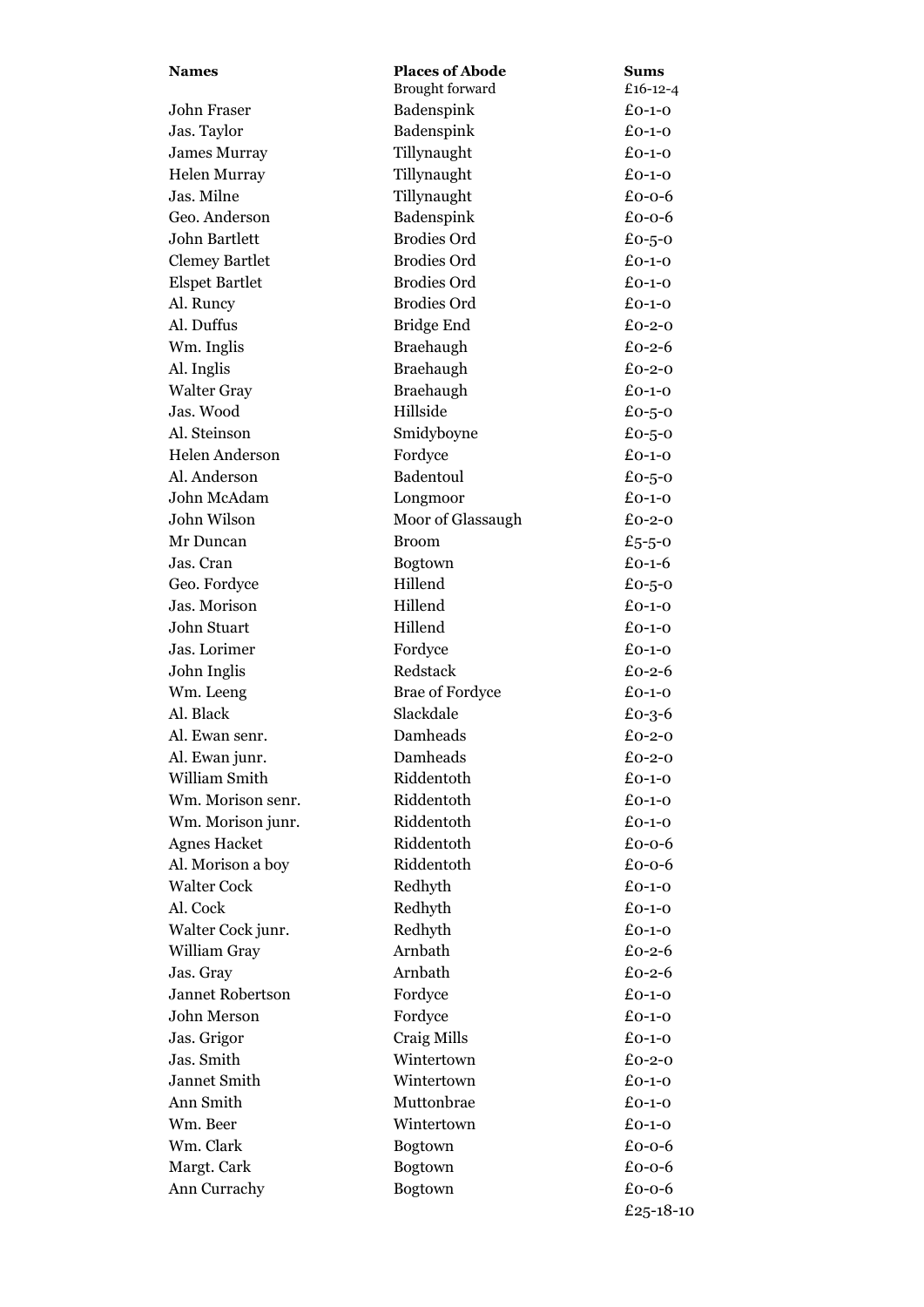| Names | Places of Abode | Sums |
| --- | --- | --- |
| | Brought forward | £16-12-4 |
| John Fraser | Badenspink | £0-1-0 |
| Jas. Taylor | Badenspink | £0-1-0 |
| James Murray | Tillynaught | £0-1-0 |
| Helen Murray | Tillynaught | £0-1-0 |
| Jas. Milne | Tillynaught | £0-0-6 |
| Geo. Anderson | Badenspink | £0-0-6 |
| John Bartlett | Brodies Ord | £0-5-0 |
| Clemey Bartlet | Brodies Ord | £0-1-0 |
| Elspet Bartlet | Brodies Ord | £0-1-0 |
| Al. Runcy | Brodies Ord | £0-1-0 |
| Al. Duffus | Bridge End | £0-2-0 |
| Wm. Inglis | Braehaugh | £0-2-6 |
| Al. Inglis | Braehaugh | £0-2-0 |
| Walter Gray | Braehaugh | £0-1-0 |
| Jas. Wood | Hillside | £0-5-0 |
| Al. Steinson | Smidyboyne | £0-5-0 |
| Helen Anderson | Fordyce | £0-1-0 |
| Al. Anderson | Badentoul | £0-5-0 |
| John McAdam | Longmoor | £0-1-0 |
| John Wilson | Moor of Glassaugh | £0-2-0 |
| Mr Duncan | Broom | £5-5-0 |
| Jas. Cran | Bogtown | £0-1-6 |
| Geo. Fordyce | Hillend | £0-5-0 |
| Jas. Morison | Hillend | £0-1-0 |
| John Stuart | Hillend | £0-1-0 |
| Jas. Lorimer | Fordyce | £0-1-0 |
| John Inglis | Redstack | £0-2-6 |
| Wm. Leeng | Brae of Fordyce | £0-1-0 |
| Al. Black | Slackdale | £0-3-6 |
| Al. Ewan senr. | Damheads | £0-2-0 |
| Al. Ewan junr. | Damheads | £0-2-0 |
| William Smith | Riddentoth | £0-1-0 |
| Wm. Morison senr. | Riddentoth | £0-1-0 |
| Wm. Morison junr. | Riddentoth | £0-1-0 |
| Agnes Hacket | Riddentoth | £0-0-6 |
| Al. Morison a boy | Riddentoth | £0-0-6 |
| Walter Cock | Redhyth | £0-1-0 |
| Al. Cock | Redhyth | £0-1-0 |
| Walter Cock junr. | Redhyth | £0-1-0 |
| William Gray | Arnbath | £0-2-6 |
| Jas. Gray | Arnbath | £0-2-6 |
| Jannet Robertson | Fordyce | £0-1-0 |
| John Merson | Fordyce | £0-1-0 |
| Jas. Grigor | Craig Mills | £0-1-0 |
| Jas. Smith | Wintertown | £0-2-0 |
| Jannet Smith | Wintertown | £0-1-0 |
| Ann Smith | Muttonbrae | £0-1-0 |
| Wm. Beer | Wintertown | £0-1-0 |
| Wm. Clark | Bogtown | £0-0-6 |
| Margt. Cark | Bogtown | £0-0-6 |
| Ann Currachy | Bogtown | £0-0-6 |
| | | £25-18-10 |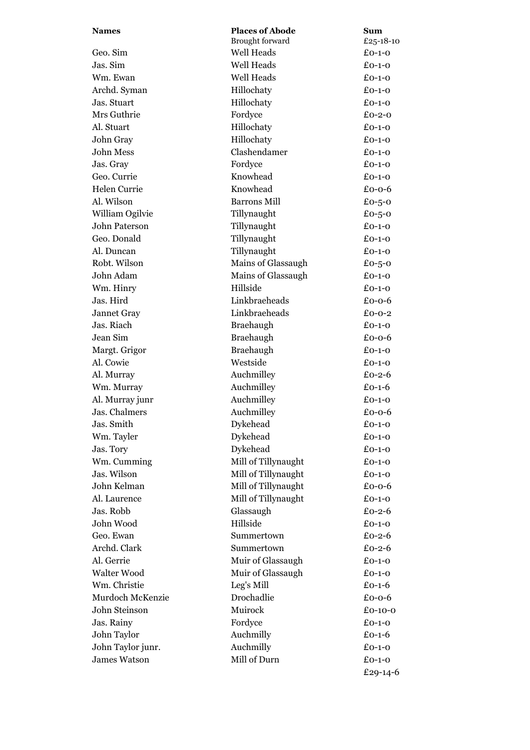| Names | Places of Abode | Sum |
|---|---|---|
| | Brought forward | £25-18-10 |
| Geo. Sim | Well Heads | £0-1-0 |
| Jas. Sim | Well Heads | £0-1-0 |
| Wm. Ewan | Well Heads | £0-1-0 |
| Archd. Syman | Hillochaty | £0-1-0 |
| Jas. Stuart | Hillochaty | £0-1-0 |
| Mrs Guthrie | Fordyce | £0-2-0 |
| Al. Stuart | Hillochaty | £0-1-0 |
| John Gray | Hillochaty | £0-1-0 |
| John Mess | Clashendamer | £0-1-0 |
| Jas. Gray | Fordyce | £0-1-0 |
| Geo. Currie | Knowhead | £0-1-0 |
| Helen Currie | Knowhead | £0-0-6 |
| Al. Wilson | Barrons Mill | £0-5-0 |
| William Ogilvie | Tillynaught | £0-5-0 |
| John Paterson | Tillynaught | £0-1-0 |
| Geo. Donald | Tillynaught | £0-1-0 |
| Al. Duncan | Tillynaught | £0-1-0 |
| Robt. Wilson | Mains of Glassaugh | £0-5-0 |
| John Adam | Mains of Glassaugh | £0-1-0 |
| Wm. Hinry | Hillside | £0-1-0 |
| Jas. Hird | Linkbraeheads | £0-0-6 |
| Jannet Gray | Linkbraeheads | £0-0-2 |
| Jas. Riach | Braehaugh | £0-1-0 |
| Jean Sim | Braehaugh | £0-0-6 |
| Margt. Grigor | Braehaugh | £0-1-0 |
| Al. Cowie | Westside | £0-1-0 |
| Al. Murray | Auchmilley | £0-2-6 |
| Wm. Murray | Auchmilley | £0-1-6 |
| Al. Murray junr | Auchmilley | £0-1-0 |
| Jas. Chalmers | Auchmilley | £0-0-6 |
| Jas. Smith | Dykehead | £0-1-0 |
| Wm. Tayler | Dykehead | £0-1-0 |
| Jas. Tory | Dykehead | £0-1-0 |
| Wm. Cumming | Mill of Tillynaught | £0-1-0 |
| Jas. Wilson | Mill of Tillynaught | £0-1-0 |
| John Kelman | Mill of Tillynaught | £0-0-6 |
| Al. Laurence | Mill of Tillynaught | £0-1-0 |
| Jas. Robb | Glassaugh | £0-2-6 |
| John Wood | Hillside | £0-1-0 |
| Geo. Ewan | Summertown | £0-2-6 |
| Archd. Clark | Summertown | £0-2-6 |
| Al. Gerrie | Muir of Glassaugh | £0-1-0 |
| Walter Wood | Muir of Glassaugh | £0-1-0 |
| Wm. Christie | Leg's Mill | £0-1-6 |
| Murdoch McKenzie | Drochadlie | £0-0-6 |
| John Steinson | Muirock | £0-10-0 |
| Jas. Rainy | Fordyce | £0-1-0 |
| John Taylor | Auchmilly | £0-1-6 |
| John Taylor junr. | Auchmilly | £0-1-0 |
| James Watson | Mill of Durn | £0-1-0 |
| | | £29-14-6 |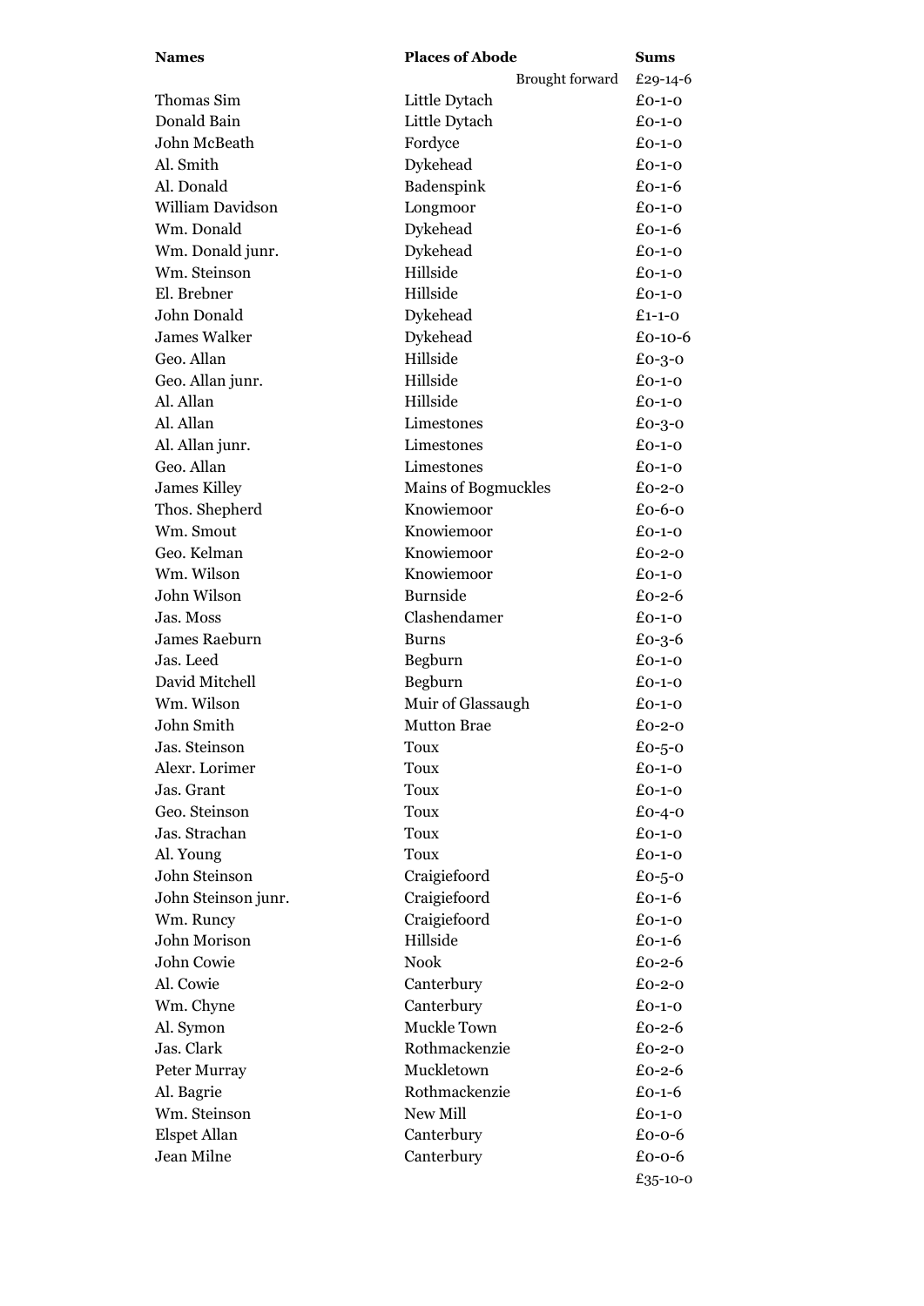| Names | Places of Abode | Sums |
|---|---|---|
| | Brought forward | £29-14-6 |
| Thomas Sim | Little Dytach | £0-1-0 |
| Donald Bain | Little Dytach | £0-1-0 |
| John McBeath | Fordyce | £0-1-0 |
| Al. Smith | Dykehead | £0-1-0 |
| Al. Donald | Badenspink | £0-1-6 |
| William Davidson | Longmoor | £0-1-0 |
| Wm. Donald | Dykehead | £0-1-6 |
| Wm. Donald junr. | Dykehead | £0-1-0 |
| Wm. Steinson | Hillside | £0-1-0 |
| El. Brebner | Hillside | £0-1-0 |
| John Donald | Dykehead | £1-1-0 |
| James Walker | Dykehead | £0-10-6 |
| Geo. Allan | Hillside | £0-3-0 |
| Geo. Allan junr. | Hillside | £0-1-0 |
| Al. Allan | Hillside | £0-1-0 |
| Al. Allan | Limestones | £0-3-0 |
| Al. Allan junr. | Limestones | £0-1-0 |
| Geo. Allan | Limestones | £0-1-0 |
| James Killey | Mains of Bogmuckles | £0-2-0 |
| Thos. Shepherd | Knowiemoor | £0-6-0 |
| Wm. Smout | Knowiemoor | £0-1-0 |
| Geo. Kelman | Knowiemoor | £0-2-0 |
| Wm. Wilson | Knowiemoor | £0-1-0 |
| John Wilson | Burnside | £0-2-6 |
| Jas. Moss | Clashendamer | £0-1-0 |
| James Raeburn | Burns | £0-3-6 |
| Jas. Leed | Begburn | £0-1-0 |
| David Mitchell | Begburn | £0-1-0 |
| Wm. Wilson | Muir of Glassaugh | £0-1-0 |
| John Smith | Mutton Brae | £0-2-0 |
| Jas. Steinson | Toux | £0-5-0 |
| Alexr. Lorimer | Toux | £0-1-0 |
| Jas. Grant | Toux | £0-1-0 |
| Geo. Steinson | Toux | £0-4-0 |
| Jas. Strachan | Toux | £0-1-0 |
| Al. Young | Toux | £0-1-0 |
| John Steinson | Craigiefoord | £0-5-0 |
| John Steinson junr. | Craigiefoord | £0-1-6 |
| Wm. Runcy | Craigiefoord | £0-1-0 |
| John Morison | Hillside | £0-1-6 |
| John Cowie | Nook | £0-2-6 |
| Al. Cowie | Canterbury | £0-2-0 |
| Wm. Chyne | Canterbury | £0-1-0 |
| Al. Symon | Muckle Town | £0-2-6 |
| Jas. Clark | Rothmackenzie | £0-2-0 |
| Peter Murray | Muckletown | £0-2-6 |
| Al. Bagrie | Rothmackenzie | £0-1-6 |
| Wm. Steinson | New Mill | £0-1-0 |
| Elspet Allan | Canterbury | £0-0-6 |
| Jean Milne | Canterbury | £0-0-6 |
| | | £35-10-0 |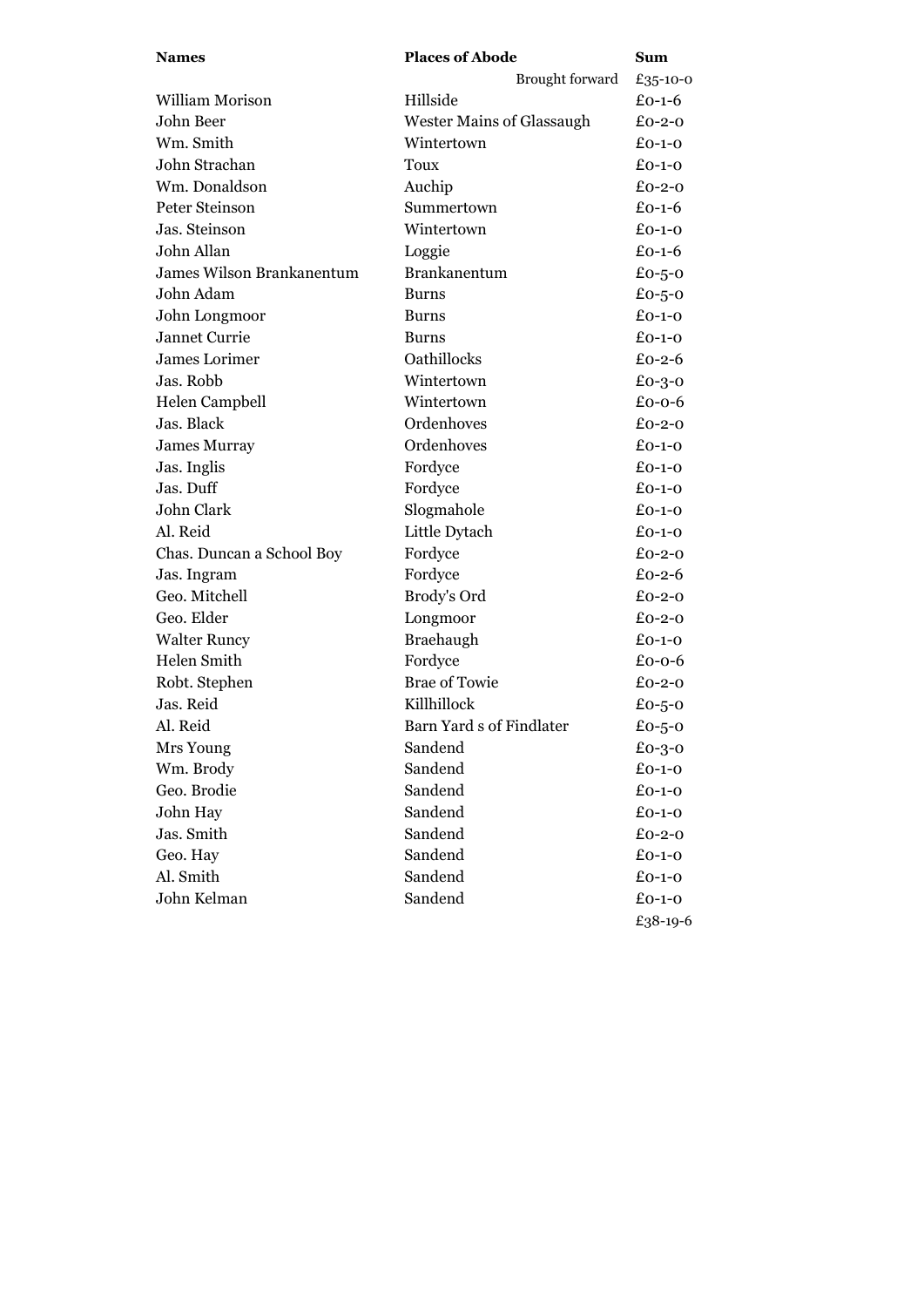| Names | Places of Abode | Sum |
|---|---|---|
| | Brought forward | £35-10-0 |
| William Morison | Hillside | £0-1-6 |
| John Beer | Wester Mains of Glassaugh | £0-2-0 |
| Wm. Smith | Wintertown | £0-1-0 |
| John Strachan | Toux | £0-1-0 |
| Wm. Donaldson | Auchip | £0-2-0 |
| Peter Steinson | Summertown | £0-1-6 |
| Jas. Steinson | Wintertown | £0-1-0 |
| John Allan | Loggie | £0-1-6 |
| James Wilson Brankanentum | Brankanentum | £0-5-0 |
| John Adam | Burns | £0-5-0 |
| John Longmoor | Burns | £0-1-0 |
| Jannet Currie | Burns | £0-1-0 |
| James Lorimer | Oathillocks | £0-2-6 |
| Jas. Robb | Wintertown | £0-3-0 |
| Helen Campbell | Wintertown | £0-0-6 |
| Jas. Black | Ordenhoves | £0-2-0 |
| James Murray | Ordenhoves | £0-1-0 |
| Jas. Inglis | Fordyce | £0-1-0 |
| Jas. Duff | Fordyce | £0-1-0 |
| John Clark | Slogmahole | £0-1-0 |
| Al. Reid | Little Dytach | £0-1-0 |
| Chas. Duncan a School Boy | Fordyce | £0-2-0 |
| Jas. Ingram | Fordyce | £0-2-6 |
| Geo. Mitchell | Brody's Ord | £0-2-0 |
| Geo. Elder | Longmoor | £0-2-0 |
| Walter Runcy | Braehaugh | £0-1-0 |
| Helen Smith | Fordyce | £0-0-6 |
| Robt. Stephen | Brae of Towie | £0-2-0 |
| Jas. Reid | Killhillock | £0-5-0 |
| Al. Reid | Barn Yard s of Findlater | £0-5-0 |
| Mrs Young | Sandend | £0-3-0 |
| Wm. Brody | Sandend | £0-1-0 |
| Geo. Brodie | Sandend | £0-1-0 |
| John Hay | Sandend | £0-1-0 |
| Jas. Smith | Sandend | £0-2-0 |
| Geo. Hay | Sandend | £0-1-0 |
| Al. Smith | Sandend | £0-1-0 |
| John Kelman | Sandend | £0-1-0 |
| | | £38-19-6 |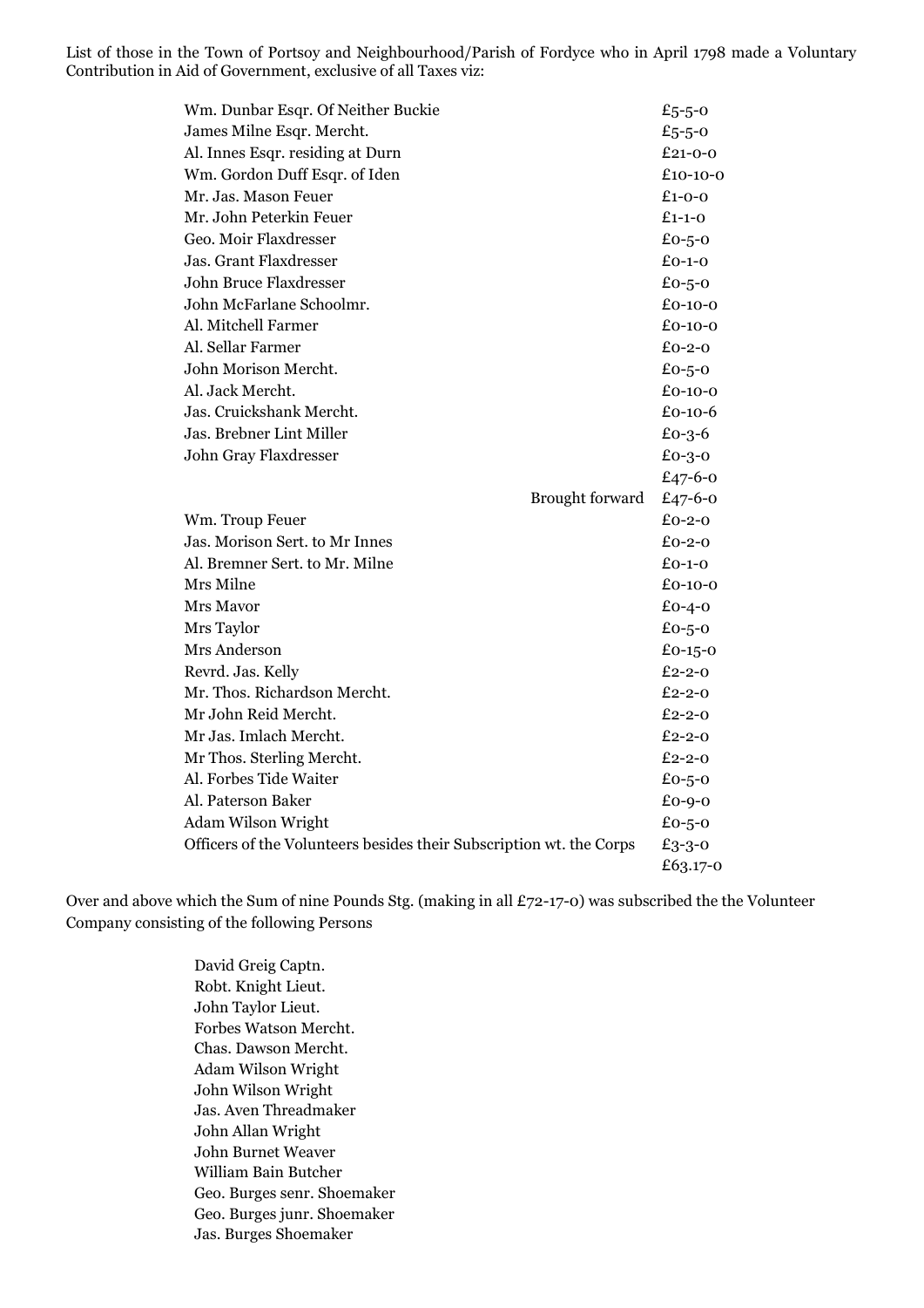List of those in the Town of Portsoy and Neighbourhood/Parish of Fordyce who in April 1798 made a Voluntary Contribution in Aid of Government, exclusive of all Taxes viz:

| | |
|---|---|
| Wm. Dunbar Esqr. Of Neither Buckie | £5-5-0 |
| James Milne Esqr. Mercht. | £5-5-0 |
| Al. Innes Esqr. residing at Durn | £21-0-0 |
| Wm. Gordon Duff Esqr. of Iden | £10-10-0 |
| Mr. Jas. Mason Feuer | £1-0-0 |
| Mr. John Peterkin Feuer | £1-1-0 |
| Geo. Moir Flaxdresser | £0-5-0 |
| Jas. Grant Flaxdresser | £0-1-0 |
| John Bruce Flaxdresser | £0-5-0 |
| John McFarlane Schoolmr. | £0-10-0 |
| Al. Mitchell Farmer | £0-10-0 |
| Al. Sellar Farmer | £0-2-0 |
| John Morison Mercht. | £0-5-0 |
| Al. Jack Mercht. | £0-10-0 |
| Jas. Cruickshank Mercht. | £0-10-6 |
| Jas. Brebner Lint Miller | £0-3-6 |
| John Gray Flaxdresser | £0-3-0 |
| | £47-6-0 |
| Brought forward | £47-6-0 |
| Wm. Troup Feuer | £0-2-0 |
| Jas. Morison Sert. to Mr Innes | £0-2-0 |
| Al. Bremner Sert. to Mr. Milne | £0-1-0 |
| Mrs Milne | £0-10-0 |
| Mrs Mavor | £0-4-0 |
| Mrs Taylor | £0-5-0 |
| Mrs Anderson | £0-15-0 |
| Revrd. Jas. Kelly | £2-2-0 |
| Mr. Thos. Richardson Mercht. | £2-2-0 |
| Mr John Reid Mercht. | £2-2-0 |
| Mr Jas. Imlach Mercht. | £2-2-0 |
| Mr Thos. Sterling Mercht. | £2-2-0 |
| Al. Forbes Tide Waiter | £0-5-0 |
| Al. Paterson Baker | £0-9-0 |
| Adam Wilson Wright | £0-5-0 |
| Officers of the Volunteers besides their Subscription wt. the Corps | £3-3-0 |
| | £63.17-0 |

Over and above which the Sum of nine Pounds Stg. (making in all £72-17-0) was subscribed the the Volunteer Company consisting of the following Persons

David Greig Captn.
Robt. Knight Lieut.
John Taylor Lieut.
Forbes Watson Mercht.
Chas. Dawson Mercht.
Adam Wilson Wright
John Wilson Wright
Jas. Aven Threadmaker
John Allan Wright
John Burnet Weaver
William Bain Butcher
Geo. Burges senr. Shoemaker
Geo. Burges junr. Shoemaker
Jas. Burges Shoemaker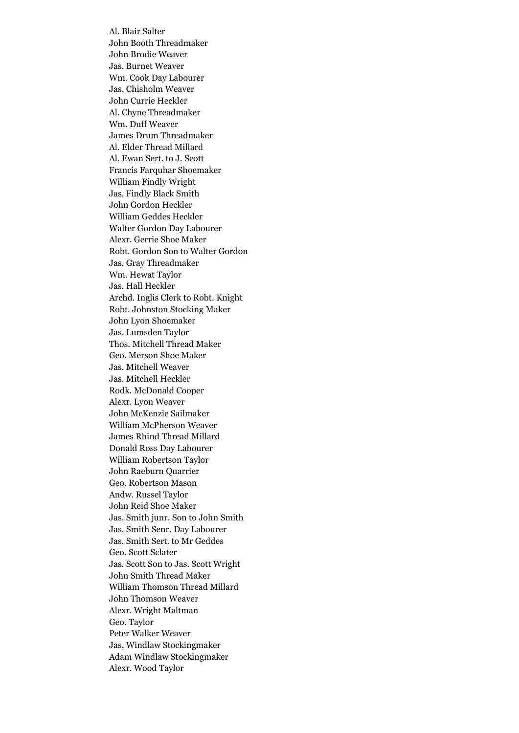Al. Blair Salter
John Booth Threadmaker
John Brodie Weaver
Jas. Burnet Weaver
Wm. Cook Day Labourer
Jas. Chisholm Weaver
John Currie Heckler
Al. Chyne Threadmaker
Wm. Duff Weaver
James Drum Threadmaker
Al. Elder Thread Millard
Al. Ewan Sert. to J. Scott
Francis Farquhar Shoemaker
William Findly Wright
Jas. Findly Black Smith
John Gordon Heckler
William Geddes Heckler
Walter Gordon Day Labourer
Alexr. Gerrie Shoe Maker
Robt. Gordon Son to Walter Gordon
Jas. Gray Threadmaker
Wm. Hewat Taylor
Jas. Hall Heckler
Archd. Inglis Clerk to Robt. Knight
Robt. Johnston Stocking Maker
John Lyon Shoemaker
Jas. Lumsden Taylor
Thos. Mitchell Thread Maker
Geo. Merson Shoe Maker
Jas. Mitchell Weaver
Jas. Mitchell Heckler
Rodk. McDonald Cooper
Alexr. Lyon Weaver
John McKenzie Sailmaker
William McPherson Weaver
James Rhind Thread Millard
Donald Ross Day Labourer
William Robertson Taylor
John Raeburn Quarrier
Geo. Robertson Mason
Andw. Russel Taylor
John Reid Shoe Maker
Jas. Smith junr. Son to John Smith
Jas. Smith Senr. Day Labourer
Jas. Smith Sert. to Mr Geddes
Geo. Scott Sclater
Jas. Scott Son to Jas. Scott Wright
John Smith Thread Maker
William Thomson Thread Millard
John Thomson Weaver
Alexr. Wright Maltman
Geo. Taylor
Peter Walker Weaver
Jas, Windlaw Stockingmaker
Adam Windlaw Stockingmaker
Alexr. Wood Taylor